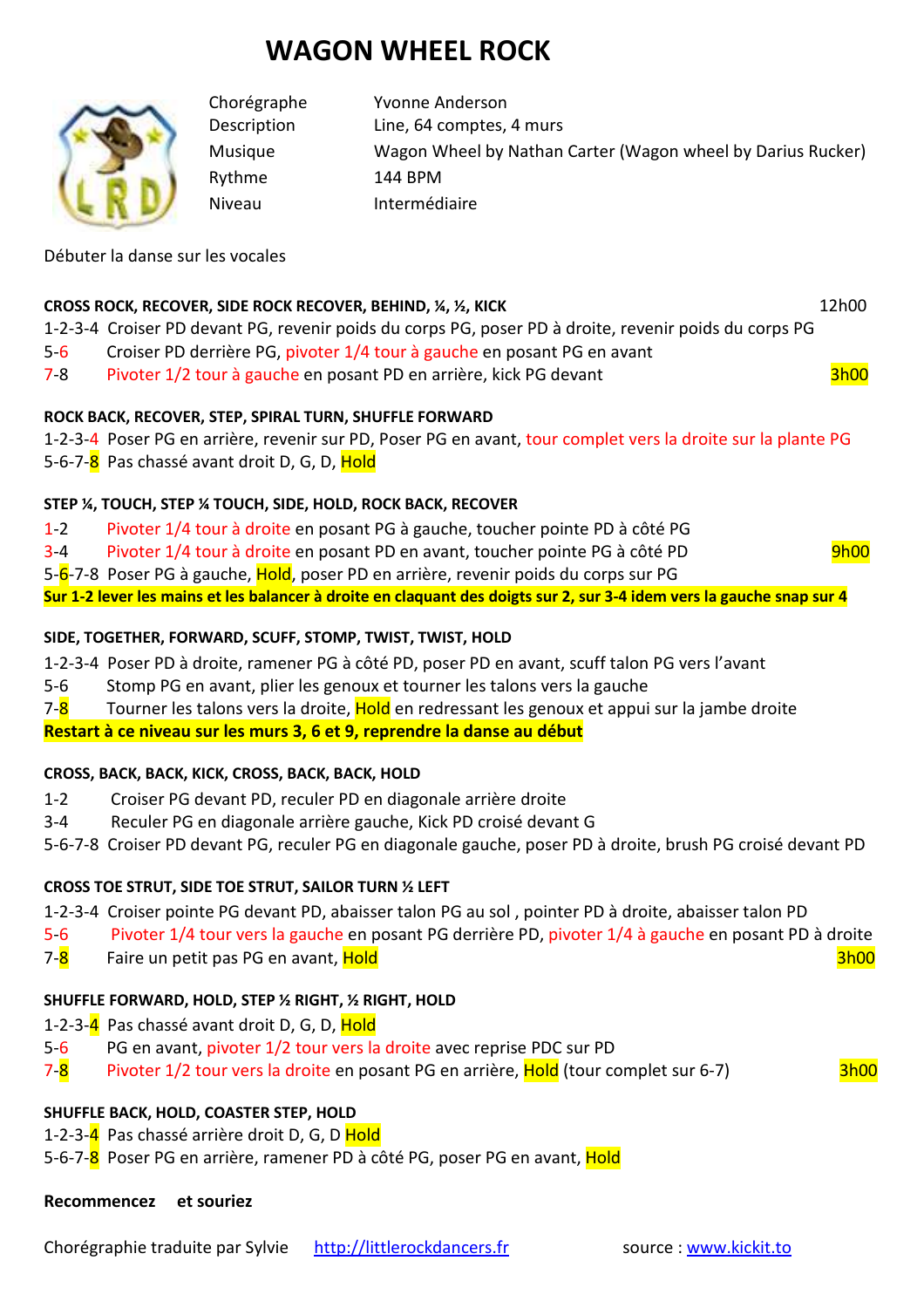# WAGON WHEEL ROCK

| | |
|---|---|
| Chorégraphe | Yvonne Anderson |
| Description | Line, 64 comptes, 4 murs |
| Musique | Wagon Wheel by Nathan Carter (Wagon wheel by Darius Rucker) |
| Rythme | 144 BPM |
| Niveau | Intermédiaire |

Débuter la danse sur les vocales

**CROSS ROCK, RECOVER, SIDE ROCK RECOVER, BEHIND, ¼, ½, KICK** — 12h00

1-2-3-4 Croiser PD devant PG, revenir poids du corps PG, poser PD à droite, revenir poids du corps PG
5-6 Croiser PD derrière PG, pivoter 1/4 tour à gauche en posant PG en avant
7-8 Pivoter 1/2 tour à gauche en posant PD en arrière, kick PG devant — 3h00

**ROCK BACK, RECOVER, STEP, SPIRAL TURN, SHUFFLE FORWARD**

1-2-3-4 Poser PG en arrière, revenir sur PD, Poser PG en avant, tour complet vers la droite sur la plante PG
5-6-7-8 Pas chassé avant droit D, G, D, Hold

**STEP ¼, TOUCH, STEP ¼ TOUCH, SIDE, HOLD, ROCK BACK, RECOVER**

1-2 Pivoter 1/4 tour à droite en posant PG à gauche, toucher pointe PD à côté PG
3-4 Pivoter 1/4 tour à droite en posant PD en avant, toucher pointe PG à côté PD — 9h00
5-6-7-8 Poser PG à gauche, Hold, poser PD en arrière, revenir poids du corps sur PG

**Sur 1-2 lever les mains et les balancer à droite en claquant des doigts sur 2, sur 3-4 idem vers la gauche snap sur 4**

**SIDE, TOGETHER, FORWARD, SCUFF, STOMP, TWIST, TWIST, HOLD**

1-2-3-4 Poser PD à droite, ramener PG à côté PD, poser PD en avant, scuff talon PG vers l'avant
5-6 Stomp PG en avant, plier les genoux et tourner les talons vers la gauche
7-8 Tourner les talons vers la droite, Hold en redressant les genoux et appui sur la jambe droite

**Restart à ce niveau sur les murs 3, 6 et 9, reprendre la danse au début**

**CROSS, BACK, BACK, KICK, CROSS, BACK, BACK, HOLD**

1-2 Croiser PG devant PD, reculer PD en diagonale arrière droite
3-4 Reculer PG en diagonale arrière gauche, Kick PD croisé devant G
5-6-7-8 Croiser PD devant PG, reculer PG en diagonale gauche, poser PD à droite, brush PG croisé devant PD

**CROSS TOE STRUT, SIDE TOE STRUT, SAILOR TURN ½ LEFT**

1-2-3-4 Croiser pointe PG devant PD, abaisser talon PG au sol , pointer PD à droite, abaisser talon PD
5-6 Pivoter 1/4 tour vers la gauche en posant PG derrière PD, pivoter 1/4 à gauche en posant PD à droite
7-8 Faire un petit pas PG en avant, Hold — 3h00

**SHUFFLE FORWARD, HOLD, STEP ½ RIGHT, ½ RIGHT, HOLD**

1-2-3-4 Pas chassé avant droit D, G, D, Hold
5-6 PG en avant, pivoter 1/2 tour vers la droite avec reprise PDC sur PD
7-8 Pivoter 1/2 tour vers la droite en posant PG en arrière, Hold (tour complet sur 6-7) — 3h00

**SHUFFLE BACK, HOLD, COASTER STEP, HOLD**

1-2-3-4 Pas chassé arrière droit D, G, D Hold
5-6-7-8 Poser PG en arrière, ramener PD à côté PG, poser PG en avant, Hold

**Recommencez et souriez**

Chorégraphie traduite par Sylvie http://littlerockdancers.fr source : www.kickit.to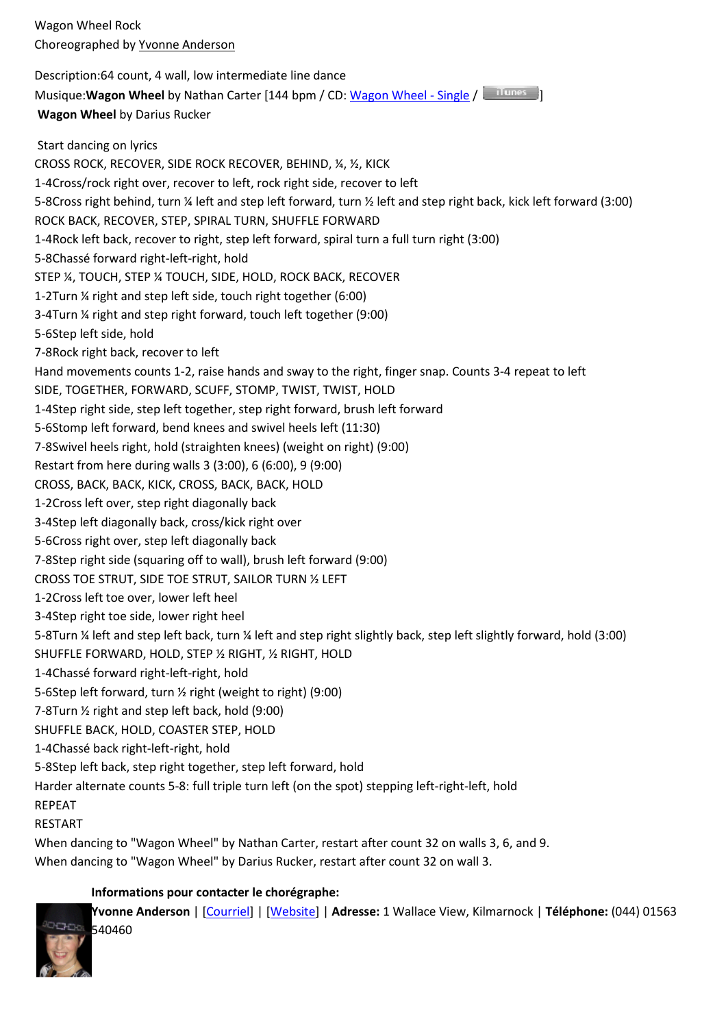Wagon Wheel Rock
Choreographed by Yvonne Anderson

Description:64 count, 4 wall, low intermediate line dance
Musique:**Wagon Wheel** by Nathan Carter [144 bpm / CD: Wagon Wheel - Single / iTunes]
**Wagon Wheel** by Darius Rucker

Start dancing on lyrics

CROSS ROCK, RECOVER, SIDE ROCK RECOVER, BEHIND, ¼, ½, KICK
1-4Cross/rock right over, recover to left, rock right side, recover to left
5-8Cross right behind, turn ¼ left and step left forward, turn ½ left and step right back, kick left forward (3:00)

ROCK BACK, RECOVER, STEP, SPIRAL TURN, SHUFFLE FORWARD
1-4Rock left back, recover to right, step left forward, spiral turn a full turn right (3:00)
5-8Chassé forward right-left-right, hold

STEP ¼, TOUCH, STEP ¼ TOUCH, SIDE, HOLD, ROCK BACK, RECOVER
1-2Turn ¼ right and step left side, touch right together (6:00)
3-4Turn ¼ right and step right forward, touch left together (9:00)
5-6Step left side, hold
7-8Rock right back, recover to left
Hand movements counts 1-2, raise hands and sway to the right, finger snap. Counts 3-4 repeat to left

SIDE, TOGETHER, FORWARD, SCUFF, STOMP, TWIST, TWIST, HOLD
1-4Step right side, step left together, step right forward, brush left forward
5-6Stomp left forward, bend knees and swivel heels left (11:30)
7-8Swivel heels right, hold (straighten knees) (weight on right) (9:00)
Restart from here during walls 3 (3:00), 6 (6:00), 9 (9:00)

CROSS, BACK, BACK, KICK, CROSS, BACK, BACK, HOLD
1-2Cross left over, step right diagonally back
3-4Step left diagonally back, cross/kick right over
5-6Cross right over, step left diagonally back
7-8Step right side (squaring off to wall), brush left forward (9:00)

CROSS TOE STRUT, SIDE TOE STRUT, SAILOR TURN ½ LEFT
1-2Cross left toe over, lower left heel
3-4Step right toe side, lower right heel
5-8Turn ¼ left and step left back, turn ¼ left and step right slightly back, step left slightly forward, hold (3:00)

SHUFFLE FORWARD, HOLD, STEP ½ RIGHT, ½ RIGHT, HOLD
1-4Chassé forward right-left-right, hold
5-6Step left forward, turn ½ right (weight to right) (9:00)
7-8Turn ½ right and step left back, hold (9:00)

SHUFFLE BACK, HOLD, COASTER STEP, HOLD
1-4Chassé back right-left-right, hold
5-8Step left back, step right together, step left forward, hold
Harder alternate counts 5-8: full triple turn left (on the spot) stepping left-right-left, hold

REPEAT

RESTART
When dancing to "Wagon Wheel" by Nathan Carter, restart after count 32 on walls 3, 6, and 9.
When dancing to "Wagon Wheel" by Darius Rucker, restart after count 32 on wall 3.

**Informations pour contacter le chorégraphe:**
**Yvonne Anderson** | [Courriel] | [Website] | **Adresse:** 1 Wallace View, Kilmarnock | **Téléphone:** (044) 01563 540460